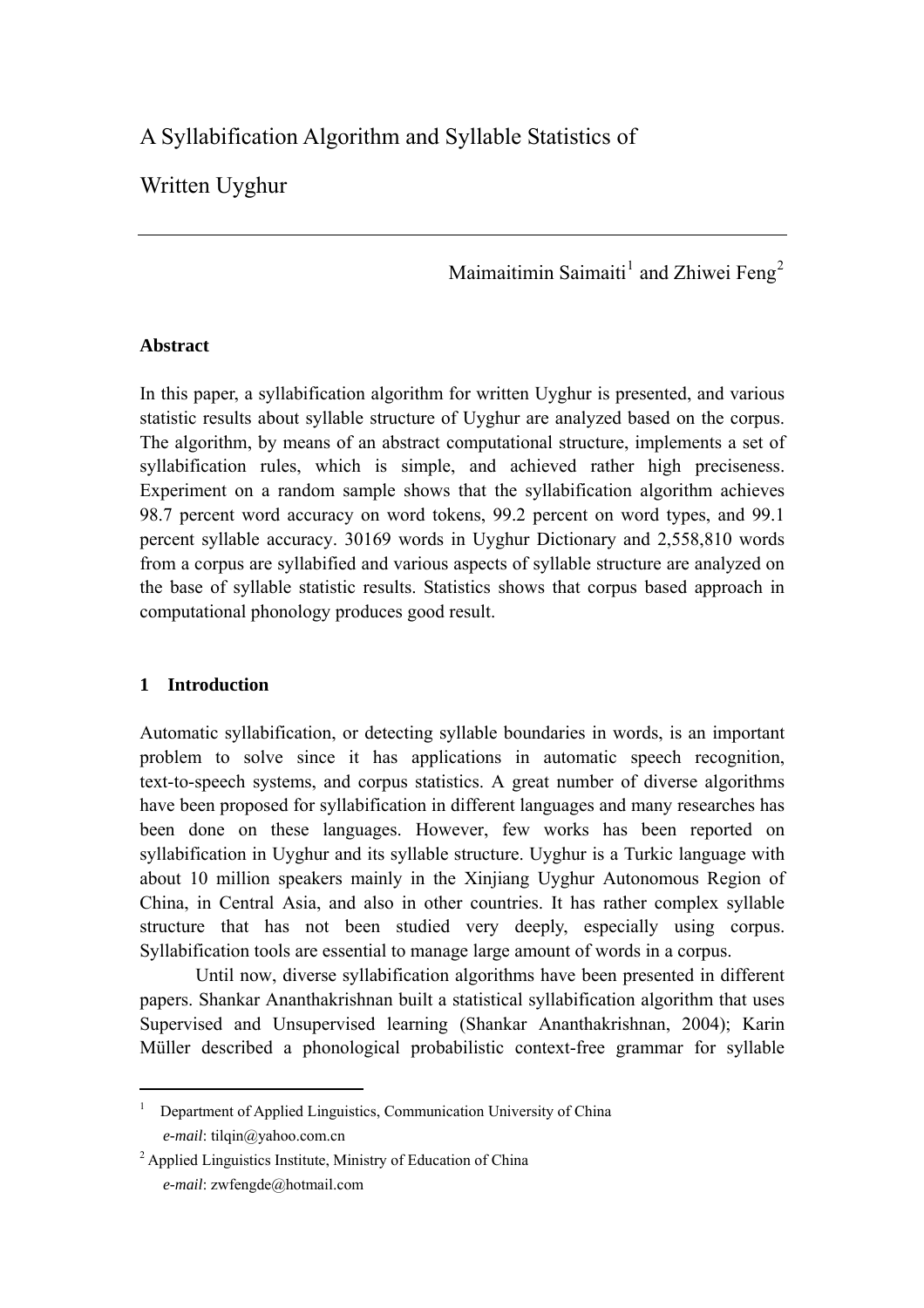# A Syllabification Algorithm and Syllable Statistics of Written Uyghur

Maimaitimin Saimaiti[1] and Zhiwei Feng[2]

**Abstract**

In this paper, a syllabification algorithm for written Uyghur is presented, and various statistic results about syllable structure of Uyghur are analyzed based on the corpus. The algorithm, by means of an abstract computational structure, implements a set of syllabification rules, which is simple, and achieved rather high preciseness. Experiment on a random sample shows that the syllabification algorithm achieves 98.7 percent word accuracy on word tokens, 99.2 percent on word types, and 99.1 percent syllable accuracy. 30169 words in Uyghur Dictionary and 2,558,810 words from a corpus are syllabified and various aspects of syllable structure are analyzed on the base of syllable statistic results. Statistics shows that corpus based approach in computational phonology produces good result.

## 1 Introduction

Automatic syllabification, or detecting syllable boundaries in words, is an important problem to solve since it has applications in automatic speech recognition, text-to-speech systems, and corpus statistics. A great number of diverse algorithms have been proposed for syllabification in different languages and many researches has been done on these languages. However, few works has been reported on syllabification in Uyghur and its syllable structure. Uyghur is a Turkic language with about 10 million speakers mainly in the Xinjiang Uyghur Autonomous Region of China, in Central Asia, and also in other countries. It has rather complex syllable structure that has not been studied very deeply, especially using corpus. Syllabification tools are essential to manage large amount of words in a corpus.

Until now, diverse syllabification algorithms have been presented in different papers. Shankar Ananthakrishnan built a statistical syllabification algorithm that uses Supervised and Unsupervised learning (Shankar Ananthakrishnan, 2004); Karin Müller described a phonological probabilistic context-free grammar for syllable

---

[1] Department of Applied Linguistics, Communication University of China
*e-mail*: tilqin@yahoo.com.cn

[2] Applied Linguistics Institute, Ministry of Education of China
*e-mail*: zwfengde@hotmail.com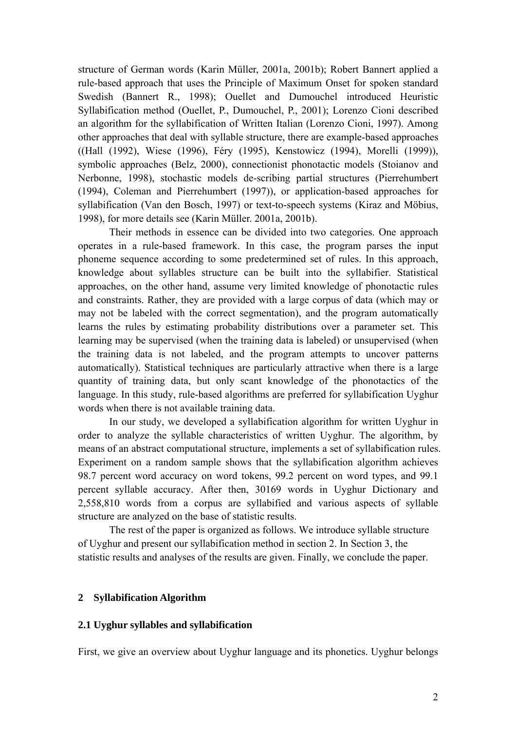structure of German words (Karin Müller, 2001a, 2001b); Robert Bannert applied a rule-based approach that uses the Principle of Maximum Onset for spoken standard Swedish (Bannert R., 1998); Ouellet and Dumouchel introduced Heuristic Syllabification method (Ouellet, P., Dumouchel, P., 2001); Lorenzo Cioni described an algorithm for the syllabification of Written Italian (Lorenzo Cioni, 1997). Among other approaches that deal with syllable structure, there are example-based approaches ((Hall (1992), Wiese (1996), Féry (1995), Kenstowicz (1994), Morelli (1999)), symbolic approaches (Belz, 2000), connectionist phonotactic models (Stoianov and Nerbonne, 1998), stochastic models de-scribing partial structures (Pierrehumbert (1994), Coleman and Pierrehumbert (1997)), or application-based approaches for syllabification (Van den Bosch, 1997) or text-to-speech systems (Kiraz and Möbius, 1998), for more details see (Karin Müller. 2001a, 2001b).

Their methods in essence can be divided into two categories. One approach operates in a rule-based framework. In this case, the program parses the input phoneme sequence according to some predetermined set of rules. In this approach, knowledge about syllables structure can be built into the syllabifier. Statistical approaches, on the other hand, assume very limited knowledge of phonotactic rules and constraints. Rather, they are provided with a large corpus of data (which may or may not be labeled with the correct segmentation), and the program automatically learns the rules by estimating probability distributions over a parameter set. This learning may be supervised (when the training data is labeled) or unsupervised (when the training data is not labeled, and the program attempts to uncover patterns automatically). Statistical techniques are particularly attractive when there is a large quantity of training data, but only scant knowledge of the phonotactics of the language. In this study, rule-based algorithms are preferred for syllabification Uyghur words when there is not available training data.

In our study, we developed a syllabification algorithm for written Uyghur in order to analyze the syllable characteristics of written Uyghur. The algorithm, by means of an abstract computational structure, implements a set of syllabification rules. Experiment on a random sample shows that the syllabification algorithm achieves 98.7 percent word accuracy on word tokens, 99.2 percent on word types, and 99.1 percent syllable accuracy. After then, 30169 words in Uyghur Dictionary and 2,558,810 words from a corpus are syllabified and various aspects of syllable structure are analyzed on the base of statistic results.

The rest of the paper is organized as follows. We introduce syllable structure of Uyghur and present our syllabification method in section 2. In Section 3, the statistic results and analyses of the results are given. Finally, we conclude the paper.

## 2 Syllabification Algorithm

### 2.1 Uyghur syllables and syllabification

First, we give an overview about Uyghur language and its phonetics. Uyghur belongs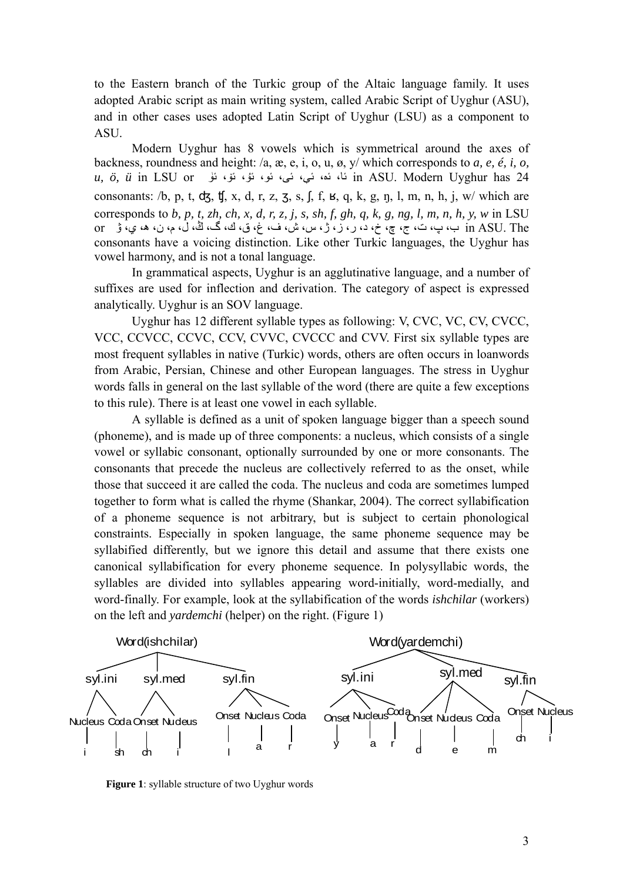to the Eastern branch of the Turkic group of the Altaic language family. It uses adopted Arabic script as main writing system, called Arabic Script of Uyghur (ASU), and in other cases uses adopted Latin Script of Uyghur (LSU) as a component to ASU.

Modern Uyghur has 8 vowels which is symmetrical around the axes of backness, roundness and height: /a, æ, e, i, o, u, ø, y/ which corresponds to *a, e, é, i, o, u, ö, ü* in LSU or ئا، ئە، ئې، ئى، ئو، ئۇ، ئۆ، ئۈ in ASU. Modern Uyghur has 24 consonants: /b, p, t, ʤ, ʧ, x, d, r, z, ʒ, s, ʃ, f, ʁ, q, k, g, ŋ, l, m, n, h, j, w/ which are corresponds to *b, p, t, zh, ch, x, d, r, z, j, s, sh, f, gh, q, k, g, ng, l, m, n, h, y, w* in LSU or ب، پ، ت، ج، چ، خ، د، ر، ز، ژ، س، ش، ف، غ، ق، ك، گ، ڭ، ل، م، ن، ھ، ي، ۋ in ASU. The consonants have a voicing distinction. Like other Turkic languages, the Uyghur has vowel harmony, and is not a tonal language.

In grammatical aspects, Uyghur is an agglutinative language, and a number of suffixes are used for inflection and derivation. The category of aspect is expressed analytically. Uyghur is an SOV language.

Uyghur has 12 different syllable types as following: V, CVC, VC, CV, CVCC, VCC, CCVCC, CCVC, CCV, CVVC, CVCCC and CVV. First six syllable types are most frequent syllables in native (Turkic) words, others are often occurs in loanwords from Arabic, Persian, Chinese and other European languages. The stress in Uyghur words falls in general on the last syllable of the word (there are quite a few exceptions to this rule). There is at least one vowel in each syllable.

A syllable is defined as a unit of spoken language bigger than a speech sound (phoneme), and is made up of three components: a nucleus, which consists of a single vowel or syllabic consonant, optionally surrounded by one or more consonants. The consonants that precede the nucleus are collectively referred to as the onset, while those that succeed it are called the coda. The nucleus and coda are sometimes lumped together to form what is called the rhyme (Shankar, 2004). The correct syllabification of a phoneme sequence is not arbitrary, but is subject to certain phonological constraints. Especially in spoken language, the same phoneme sequence may be syllabified differently, but we ignore this detail and assume that there exists one canonical syllabification for every phoneme sequence. In polysyllabic words, the syllables are divided into syllables appearing word-initially, word-medially, and word-finally. For example, look at the syllabification of the words *ishchilar* (workers) on the left and *yardemchi* (helper) on the right. (Figure 1)

**Figure 1**: syllable structure of two Uyghur words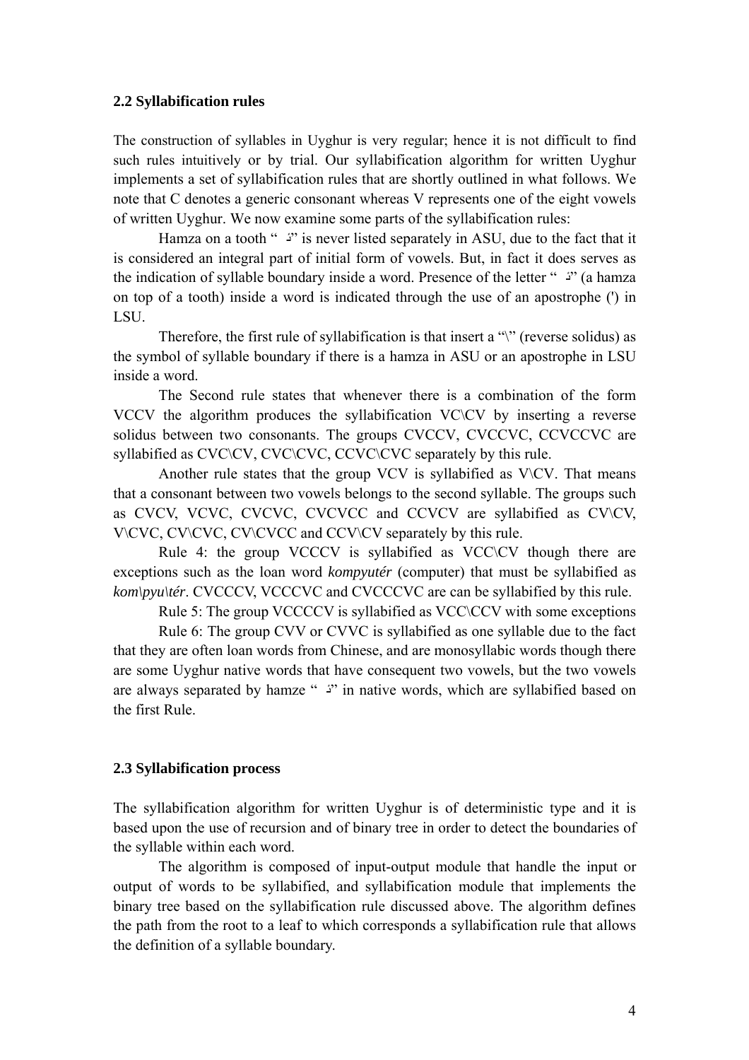### 2.2 Syllabification rules

The construction of syllables in Uyghur is very regular; hence it is not difficult to find such rules intuitively or by trial. Our syllabification algorithm for written Uyghur implements a set of syllabification rules that are shortly outlined in what follows. We note that C denotes a generic consonant whereas V represents one of the eight vowels of written Uyghur. We now examine some parts of the syllabification rules:

Hamza on a tooth "ئ" is never listed separately in ASU, due to the fact that it is considered an integral part of initial form of vowels. But, in fact it does serves as the indication of syllable boundary inside a word. Presence of the letter "ئ" (a hamza on top of a tooth) inside a word is indicated through the use of an apostrophe (') in LSU.

Therefore, the first rule of syllabification is that insert a "\" (reverse solidus) as the symbol of syllable boundary if there is a hamza in ASU or an apostrophe in LSU inside a word.

The Second rule states that whenever there is a combination of the form VCCV the algorithm produces the syllabification VC\CV by inserting a reverse solidus between two consonants. The groups CVCCV, CVCCVC, CCVCCVC are syllabified as CVC\CV, CVC\CVC, CCVC\CVC separately by this rule.

Another rule states that the group VCV is syllabified as V\CV. That means that a consonant between two vowels belongs to the second syllable. The groups such as CVCV, VCVC, CVCVC, CVCVCC and CCVCV are syllabified as CV\CV, V\CVC, CV\CVC, CV\CVCC and CCV\CV separately by this rule.

Rule 4: the group VCCCV is syllabified as VCC\CV though there are exceptions such as the loan word *kompyutér* (computer) that must be syllabified as *kom\pyu\tér*. CVCCCV, VCCCVC and CVCCCVC are can be syllabified by this rule.

Rule 5: The group VCCCCV is syllabified as VCC\CCV with some exceptions

Rule 6: The group CVV or CVVC is syllabified as one syllable due to the fact that they are often loan words from Chinese, and are monosyllabic words though there are some Uyghur native words that have consequent two vowels, but the two vowels are always separated by hamze "ئ" in native words, which are syllabified based on the first Rule.

### 2.3 Syllabification process

The syllabification algorithm for written Uyghur is of deterministic type and it is based upon the use of recursion and of binary tree in order to detect the boundaries of the syllable within each word.

The algorithm is composed of input-output module that handle the input or output of words to be syllabified, and syllabification module that implements the binary tree based on the syllabification rule discussed above. The algorithm defines the path from the root to a leaf to which corresponds a syllabification rule that allows the definition of a syllable boundary.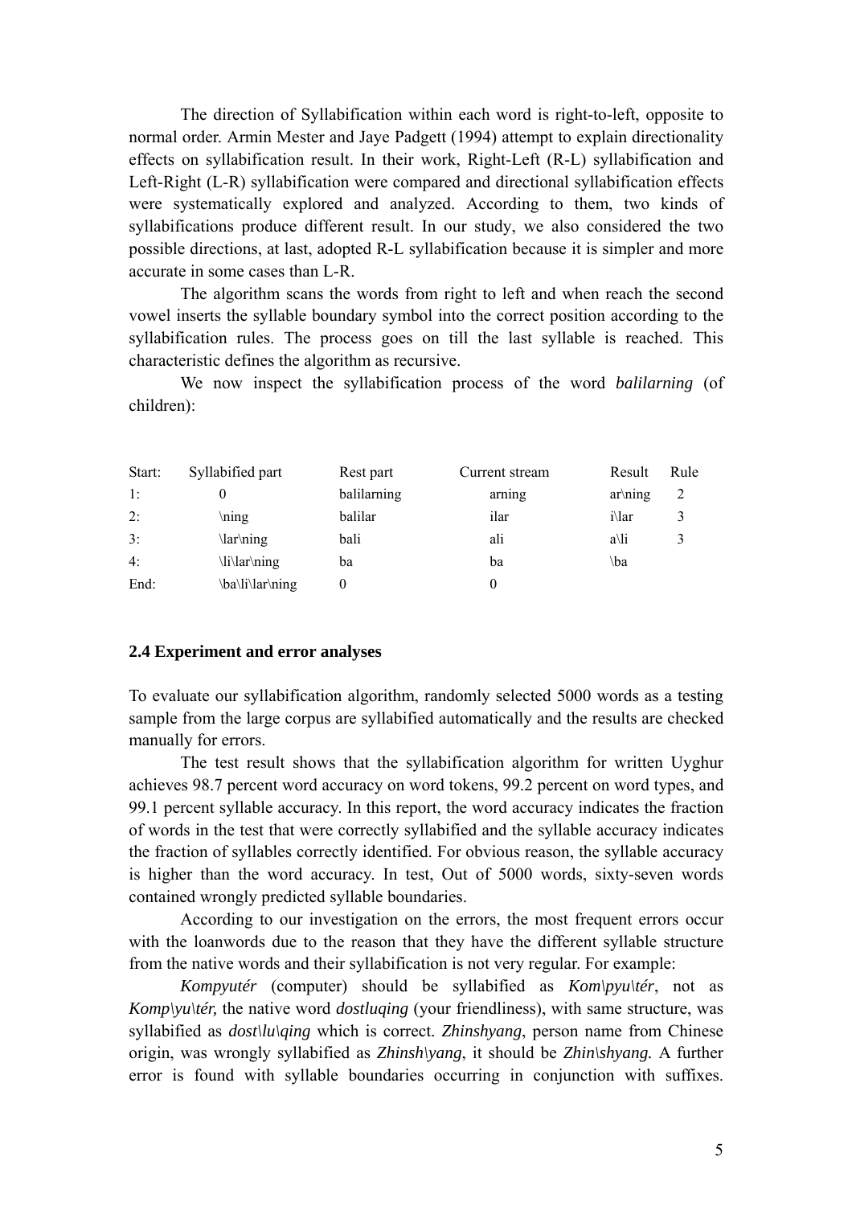The direction of Syllabification within each word is right-to-left, opposite to normal order. Armin Mester and Jaye Padgett (1994) attempt to explain directionality effects on syllabification result. In their work, Right-Left (R-L) syllabification and Left-Right (L-R) syllabification were compared and directional syllabification effects were systematically explored and analyzed. According to them, two kinds of syllabifications produce different result. In our study, we also considered the two possible directions, at last, adopted R-L syllabification because it is simpler and more accurate in some cases than L-R.

The algorithm scans the words from right to left and when reach the second vowel inserts the syllable boundary symbol into the correct position according to the syllabification rules. The process goes on till the last syllable is reached. This characteristic defines the algorithm as recursive.

We now inspect the syllabification process of the word *balilarning* (of children):

| Start: | Syllabified part | Rest part | Current stream | Result | Rule |
|---|---|---|---|---|---|
| 1: | 0 | balilarning | arning | ar\ning | 2 |
| 2: | \ning | balilar | ilar | i\lar | 3 |
| 3: | \lar\ning | bali | ali | a\li | 3 |
| 4: | \li\lar\ning | ba | ba | \ba | |
| End: | \ba\li\lar\ning | 0 | 0 | | |

**2.4 Experiment and error analyses**

To evaluate our syllabification algorithm, randomly selected 5000 words as a testing sample from the large corpus are syllabified automatically and the results are checked manually for errors.

The test result shows that the syllabification algorithm for written Uyghur achieves 98.7 percent word accuracy on word tokens, 99.2 percent on word types, and 99.1 percent syllable accuracy. In this report, the word accuracy indicates the fraction of words in the test that were correctly syllabified and the syllable accuracy indicates the fraction of syllables correctly identified. For obvious reason, the syllable accuracy is higher than the word accuracy. In test, Out of 5000 words, sixty-seven words contained wrongly predicted syllable boundaries.

According to our investigation on the errors, the most frequent errors occur with the loanwords due to the reason that they have the different syllable structure from the native words and their syllabification is not very regular. For example:

*Kompyutér* (computer) should be syllabified as *Kom\pyu\tér*, not as *Komp\yu\tér,* the native word *dostluqing* (your friendliness), with same structure, was syllabified as *dost\lu\qing* which is correct. *Zhinshyang*, person name from Chinese origin, was wrongly syllabified as *Zhinsh\yang*, it should be *Zhin\shyang.* A further error is found with syllable boundaries occurring in conjunction with suffixes.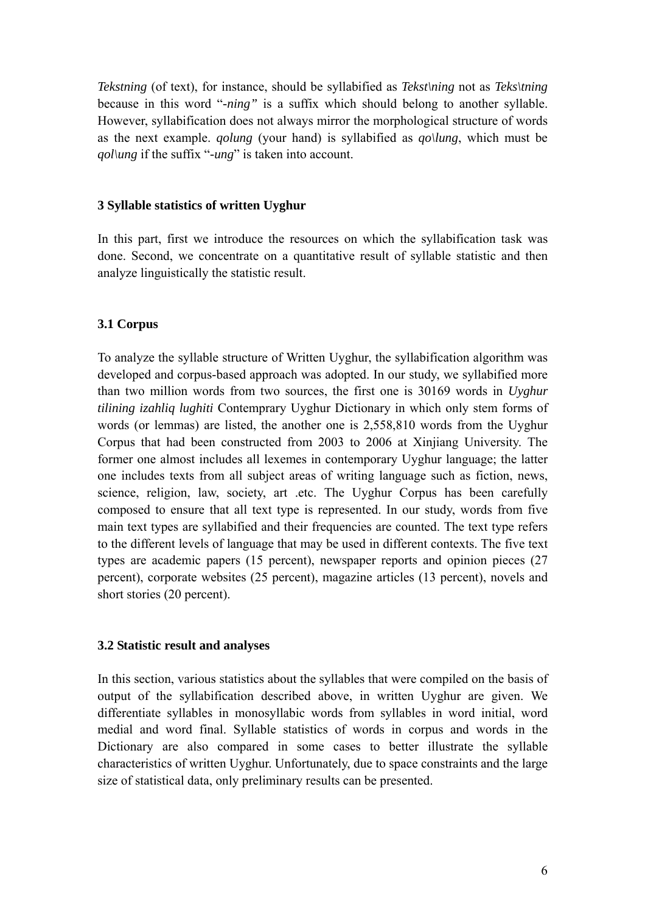*Tekstning* (of text), for instance, should be syllabified as *Tekst\ning* not as *Teks\tning* because in this word "*-ning"* is a suffix which should belong to another syllable. However, syllabification does not always mirror the morphological structure of words as the next example. *qolung* (your hand) is syllabified as *qo\lung*, which must be *qol\ung* if the suffix "*-ung*" is taken into account.

## 3 Syllable statistics of written Uyghur

In this part, first we introduce the resources on which the syllabification task was done. Second, we concentrate on a quantitative result of syllable statistic and then analyze linguistically the statistic result.

### 3.1 Corpus

To analyze the syllable structure of Written Uyghur, the syllabification algorithm was developed and corpus-based approach was adopted. In our study, we syllabified more than two million words from two sources, the first one is 30169 words in *Uyghur tilining izahliq lughiti* Contemprary Uyghur Dictionary in which only stem forms of words (or lemmas) are listed, the another one is 2,558,810 words from the Uyghur Corpus that had been constructed from 2003 to 2006 at Xinjiang University. The former one almost includes all lexemes in contemporary Uyghur language; the latter one includes texts from all subject areas of writing language such as fiction, news, science, religion, law, society, art .etc. The Uyghur Corpus has been carefully composed to ensure that all text type is represented. In our study, words from five main text types are syllabified and their frequencies are counted. The text type refers to the different levels of language that may be used in different contexts. The five text types are academic papers (15 percent), newspaper reports and opinion pieces (27 percent), corporate websites (25 percent), magazine articles (13 percent), novels and short stories (20 percent).

### 3.2 Statistic result and analyses

In this section, various statistics about the syllables that were compiled on the basis of output of the syllabification described above, in written Uyghur are given. We differentiate syllables in monosyllabic words from syllables in word initial, word medial and word final. Syllable statistics of words in corpus and words in the Dictionary are also compared in some cases to better illustrate the syllable characteristics of written Uyghur. Unfortunately, due to space constraints and the large size of statistical data, only preliminary results can be presented.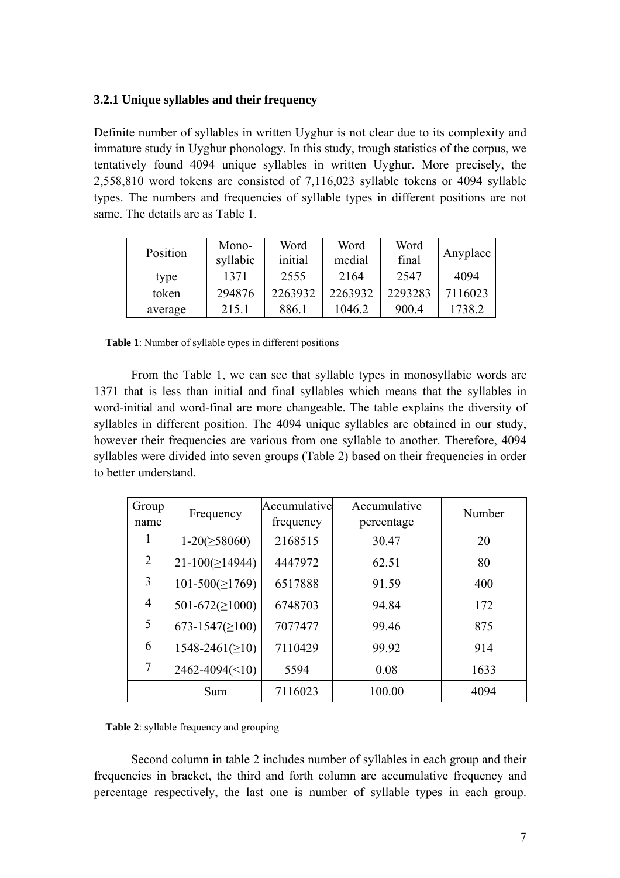### 3.2.1 Unique syllables and their frequency

Definite number of syllables in written Uyghur is not clear due to its complexity and immature study in Uyghur phonology. In this study, trough statistics of the corpus, we tentatively found 4094 unique syllables in written Uyghur. More precisely, the 2,558,810 word tokens are consisted of 7,116,023 syllable tokens or 4094 syllable types. The numbers and frequencies of syllable types in different positions are not same. The details are as Table 1.

| Position | Mono-syllabic | Word initial | Word medial | Word final | Anyplace |
|---|---|---|---|---|---|
| type | 1371 | 2555 | 2164 | 2547 | 4094 |
| token | 294876 | 2263932 | 2263932 | 2293283 | 7116023 |
| average | 215.1 | 886.1 | 1046.2 | 900.4 | 1738.2 |

**Table 1**: Number of syllable types in different positions

From the Table 1, we can see that syllable types in monosyllabic words are 1371 that is less than initial and final syllables which means that the syllables in word-initial and word-final are more changeable. The table explains the diversity of syllables in different position. The 4094 unique syllables are obtained in our study, however their frequencies are various from one syllable to another. Therefore, 4094 syllables were divided into seven groups (Table 2) based on their frequencies in order to better understand.

| Group name | Frequency | Accumulative frequency | Accumulative percentage | Number |
|---|---|---|---|---|
| 1 | 1-20(≥58060) | 2168515 | 30.47 | 20 |
| 2 | 21-100(≥14944) | 4447972 | 62.51 | 80 |
| 3 | 101-500(≥1769) | 6517888 | 91.59 | 400 |
| 4 | 501-672(≥1000) | 6748703 | 94.84 | 172 |
| 5 | 673-1547(≥100) | 7077477 | 99.46 | 875 |
| 6 | 1548-2461(≥10) | 7110429 | 99.92 | 914 |
| 7 | 2462-4094(<10) | 5594 | 0.08 | 1633 |
| | Sum | 7116023 | 100.00 | 4094 |

**Table 2**: syllable frequency and grouping

Second column in table 2 includes number of syllables in each group and their frequencies in bracket, the third and forth column are accumulative frequency and percentage respectively, the last one is number of syllable types in each group.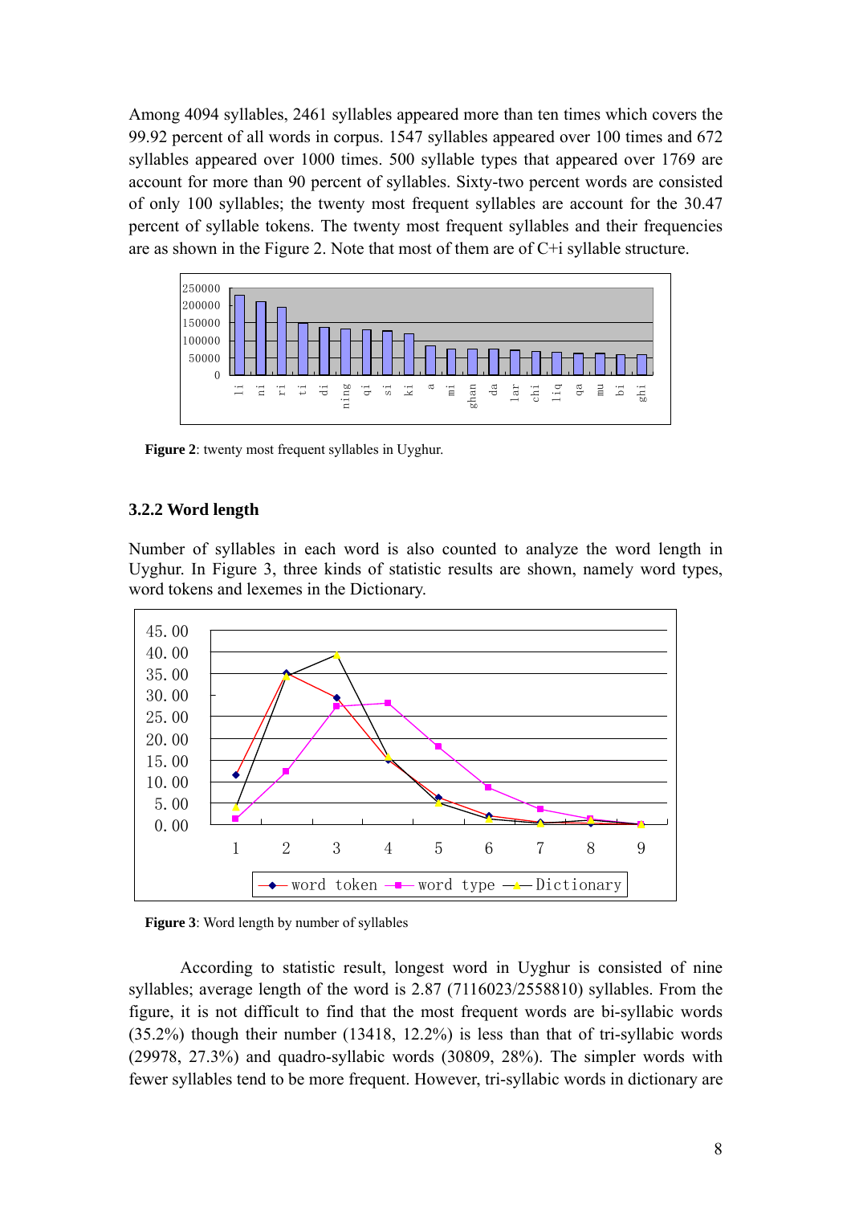Among 4094 syllables, 2461 syllables appeared more than ten times which covers the 99.92 percent of all words in corpus. 1547 syllables appeared over 100 times and 672 syllables appeared over 1000 times. 500 syllable types that appeared over 1769 are account for more than 90 percent of syllables. Sixty-two percent words are consisted of only 100 syllables; the twenty most frequent syllables are account for the 30.47 percent of syllable tokens. The twenty most frequent syllables and their frequencies are as shown in the Figure 2. Note that most of them are of C+i syllable structure.

**Figure 2**: twenty most frequent syllables in Uyghur.

### 3.2.2 Word length

Number of syllables in each word is also counted to analyze the word length in Uyghur. In Figure 3, three kinds of statistic results are shown, namely word types, word tokens and lexemes in the Dictionary.

**Figure 3**: Word length by number of syllables

According to statistic result, longest word in Uyghur is consisted of nine syllables; average length of the word is 2.87 (7116023/2558810) syllables. From the figure, it is not difficult to find that the most frequent words are bi-syllabic words (35.2%) though their number (13418, 12.2%) is less than that of tri-syllabic words (29978, 27.3%) and quadro-syllabic words (30809, 28%). The simpler words with fewer syllables tend to be more frequent. However, tri-syllabic words in dictionary are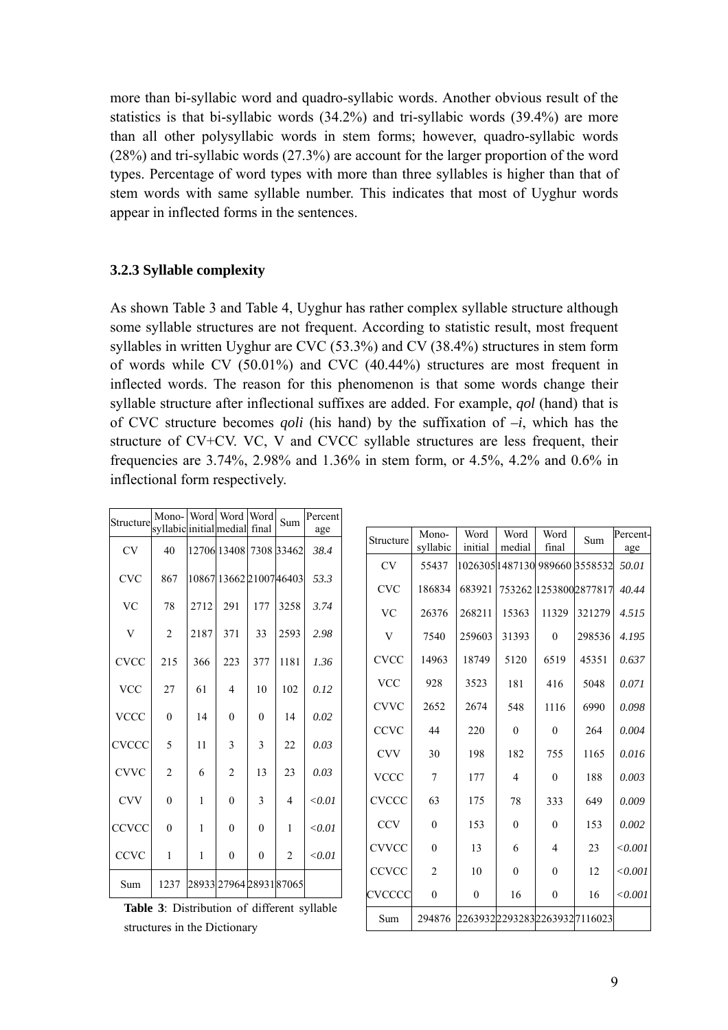more than bi-syllabic word and quadro-syllabic words. Another obvious result of the statistics is that bi-syllabic words (34.2%) and tri-syllabic words (39.4%) are more than all other polysyllabic words in stem forms; however, quadro-syllabic words (28%) and tri-syllabic words (27.3%) are account for the larger proportion of the word types. Percentage of word types with more than three syllables is higher than that of stem words with same syllable number. This indicates that most of Uyghur words appear in inflected forms in the sentences.

### 3.2.3 Syllable complexity

As shown Table 3 and Table 4, Uyghur has rather complex syllable structure although some syllable structures are not frequent. According to statistic result, most frequent syllables in written Uyghur are CVC (53.3%) and CV (38.4%) structures in stem form of words while CV (50.01%) and CVC (40.44%) structures are most frequent in inflected words. The reason for this phenomenon is that some words change their syllable structure after inflectional suffixes are added. For example, *qol* (hand) that is of CVC structure becomes *qoli* (his hand) by the suffixation of *–i*, which has the structure of CV+CV. VC, V and CVCC syllable structures are less frequent, their frequencies are 3.74%, 2.98% and 1.36% in stem form, or 4.5%, 4.2% and 0.6% in inflectional form respectively.

| Structure | Mono-syllabic | Word initial | Word medial | Word final | Sum | Percentage |
|---|---|---|---|---|---|---|
| CV | 40 | 12706 | 13408 | 7308 | 33462 | *38.4* |
| CVC | 867 | 10867 | 13662 | 21007 | 46403 | *53.3* |
| VC | 78 | 2712 | 291 | 177 | 3258 | *3.74* |
| V | 2 | 2187 | 371 | 33 | 2593 | *2.98* |
| CVCC | 215 | 366 | 223 | 377 | 1181 | *1.36* |
| VCC | 27 | 61 | 4 | 10 | 102 | *0.12* |
| VCCC | 0 | 14 | 0 | 0 | 14 | *0.02* |
| CVCCC | 5 | 11 | 3 | 3 | 22 | *0.03* |
| CVVC | 2 | 6 | 2 | 13 | 23 | *0.03* |
| CVV | 0 | 1 | 0 | 3 | 4 | *<0.01* |
| CCVCC | 0 | 1 | 0 | 0 | 1 | *<0.01* |
| CCVC | 1 | 1 | 0 | 0 | 2 | *<0.01* |
| Sum | 1237 | 28933 | 27964 | 28931 | 87065 | |

**Table 3**: Distribution of different syllable structures in the Dictionary

| Structure | Mono-syllabic | Word initial | Word medial | Word final | Sum | Percentage |
|---|---|---|---|---|---|---|
| CV | 55437 | 1026305 | 1487130 | 989660 | 3558532 | *50.01* |
| CVC | 186834 | 683921 | 753262 | 1253800 | 2877817 | *40.44* |
| VC | 26376 | 268211 | 15363 | 11329 | 321279 | *4.515* |
| V | 7540 | 259603 | 31393 | 0 | 298536 | *4.195* |
| CVCC | 14963 | 18749 | 5120 | 6519 | 45351 | *0.637* |
| VCC | 928 | 3523 | 181 | 416 | 5048 | *0.071* |
| CVVC | 2652 | 2674 | 548 | 1116 | 6990 | *0.098* |
| CCVC | 44 | 220 | 0 | 0 | 264 | *0.004* |
| CVV | 30 | 198 | 182 | 755 | 1165 | *0.016* |
| VCCC | 7 | 177 | 4 | 0 | 188 | *0.003* |
| CVCCC | 63 | 175 | 78 | 333 | 649 | *0.009* |
| CCV | 0 | 153 | 0 | 0 | 153 | *0.002* |
| CVVCC | 0 | 13 | 6 | 4 | 23 | *<0.001* |
| CCVCC | 2 | 10 | 0 | 0 | 12 | *<0.001* |
| CVCCCC | 0 | 0 | 16 | 0 | 16 | *<0.001* |
| Sum | 294876 | 2263932 | 2293283 | 2263932 | 7116023 | |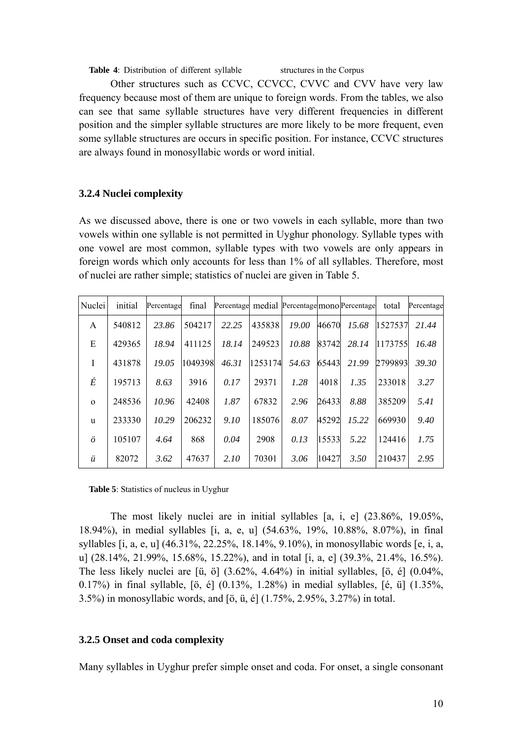**Table 4**: Distribution of different syllable structures in the Corpus

Other structures such as CCVC, CCVCC, CVVC and CVV have very law frequency because most of them are unique to foreign words. From the tables, we also can see that same syllable structures have very different frequencies in different position and the simpler syllable structures are more likely to be more frequent, even some syllable structures are occurs in specific position. For instance, CCVC structures are always found in monosyllabic words or word initial.

### 3.2.4 Nuclei complexity

As we discussed above, there is one or two vowels in each syllable, more than two vowels within one syllable is not permitted in Uyghur phonology. Syllable types with one vowel are most common, syllable types with two vowels are only appears in foreign words which only accounts for less than 1% of all syllables. Therefore, most of nuclei are rather simple; statistics of nuclei are given in Table 5.

| Nuclei | initial | Percentage | final | Percentage | medial | Percentage | mono | Percentage | total | Percentage |
|---|---|---|---|---|---|---|---|---|---|---|
| A | 540812 | *23.86* | 504217 | *22.25* | 435838 | *19.00* | 46670 | *15.68* | 1527537 | *21.44* |
| E | 429365 | *18.94* | 411125 | *18.14* | 249523 | *10.88* | 83742 | *28.14* | 1173755 | *16.48* |
| I | 431878 | *19.05* | 1049398 | *46.31* | 1253174 | *54.63* | 65443 | *21.99* | 2799893 | *39.30* |
| *É* | 195713 | *8.63* | 3916 | *0.17* | 29371 | *1.28* | 4018 | *1.35* | 233018 | *3.27* |
| o | 248536 | *10.96* | 42408 | *1.87* | 67832 | *2.96* | 26433 | *8.88* | 385209 | *5.41* |
| u | 233330 | *10.29* | 206232 | *9.10* | 185076 | *8.07* | 45292 | *15.22* | 669930 | *9.40* |
| *ö* | 105107 | *4.64* | 868 | *0.04* | 2908 | *0.13* | 15533 | *5.22* | 124416 | *1.75* |
| *ü* | 82072 | *3.62* | 47637 | *2.10* | 70301 | *3.06* | 10427 | *3.50* | 210437 | *2.95* |

**Table 5**: Statistics of nucleus in Uyghur

The most likely nuclei are in initial syllables [a, i, e] (23.86%, 19.05%, 18.94%), in medial syllables [i, a, e, u] (54.63%, 19%, 10.88%, 8.07%), in final syllables [i, a, e, u] (46.31%, 22.25%, 18.14%, 9.10%), in monosyllabic words [e, i, a, u] (28.14%, 21.99%, 15.68%, 15.22%), and in total [i, a, e] (39.3%, 21.4%, 16.5%). The less likely nuclei are [ü, ö] (3.62%, 4.64%) in initial syllables, [ö, é] (0.04%, 0.17%) in final syllable, [ö, é] (0.13%, 1.28%) in medial syllables, [é, ü] (1.35%, 3.5%) in monosyllabic words, and [ö, ü, é] (1.75%, 2.95%, 3.27%) in total.

### 3.2.5 Onset and coda complexity

Many syllables in Uyghur prefer simple onset and coda. For onset, a single consonant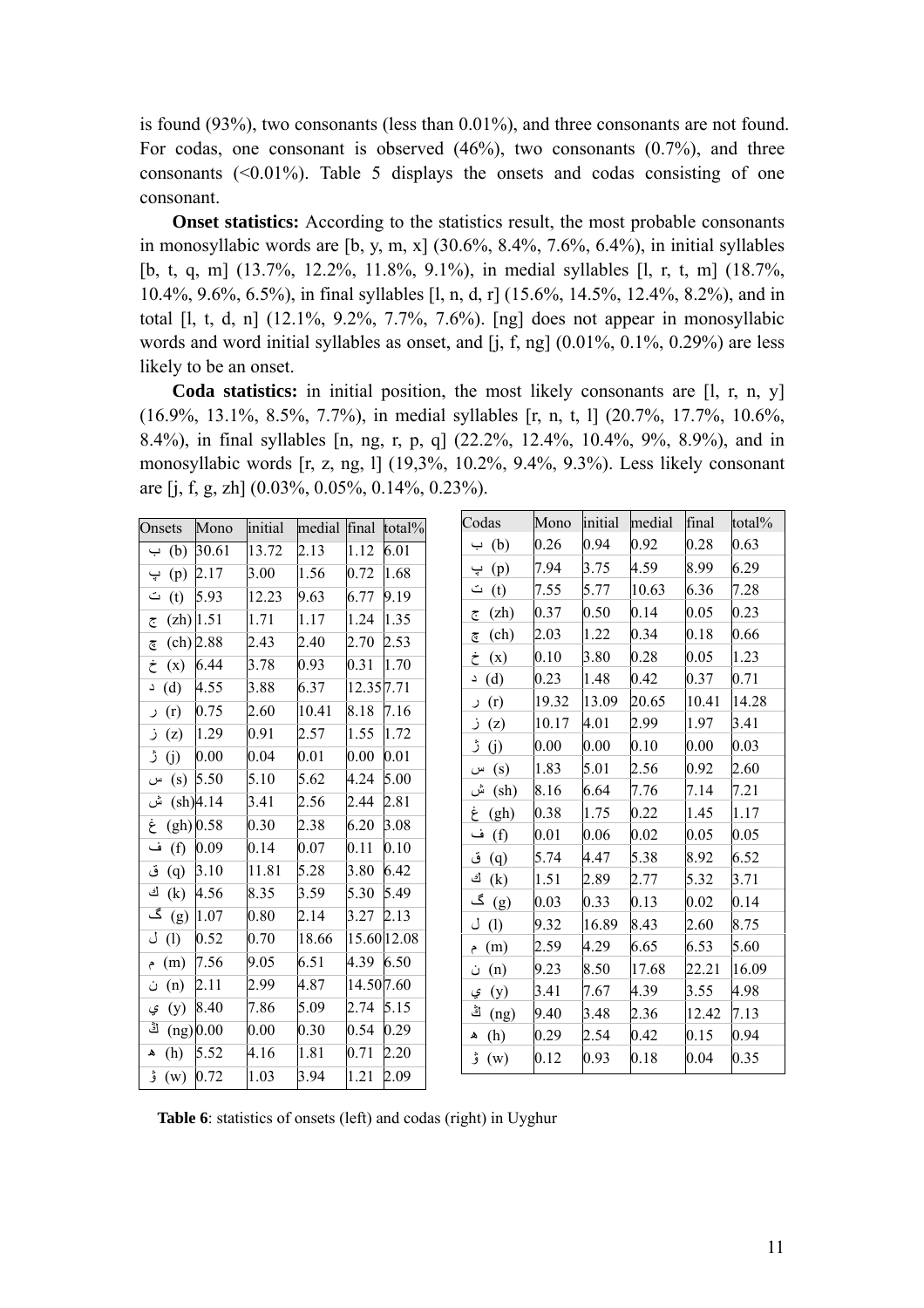is found (93%), two consonants (less than 0.01%), and three consonants are not found. For codas, one consonant is observed (46%), two consonants (0.7%), and three consonants (<0.01%). Table 5 displays the onsets and codas consisting of one consonant.

**Onset statistics:** According to the statistics result, the most probable consonants in monosyllabic words are [b, y, m, x] (30.6%, 8.4%, 7.6%, 6.4%), in initial syllables [b, t, q, m] (13.7%, 12.2%, 11.8%, 9.1%), in medial syllables [l, r, t, m] (18.7%, 10.4%, 9.6%, 6.5%), in final syllables [l, n, d, r] (15.6%, 14.5%, 12.4%, 8.2%), and in total [l, t, d, n] (12.1%, 9.2%, 7.7%, 7.6%). [ng] does not appear in monosyllabic words and word initial syllables as onset, and [j, f, ng] (0.01%, 0.1%, 0.29%) are less likely to be an onset.

**Coda statistics:** in initial position, the most likely consonants are [l, r, n, y] (16.9%, 13.1%, 8.5%, 7.7%), in medial syllables [r, n, t, l] (20.7%, 17.7%, 10.6%, 8.4%), in final syllables [n, ng, r, p, q] (22.2%, 12.4%, 10.4%, 9%, 8.9%), and in monosyllabic words [r, z, ng, l] (19,3%, 10.2%, 9.4%, 9.3%). Less likely consonant are [j, f, g, zh] (0.03%, 0.05%, 0.14%, 0.23%).

| Onsets | Mono | initial | medial | final | total% |
|---|---|---|---|---|---|
| ب (b) | 30.61 | 13.72 | 2.13 | 1.12 | 6.01 |
| پ (p) | 2.17 | 3.00 | 1.56 | 0.72 | 1.68 |
| ت (t) | 5.93 | 12.23 | 9.63 | 6.77 | 9.19 |
| ج (zh) | 1.51 | 1.71 | 1.17 | 1.24 | 1.35 |
| چ (ch) | 2.88 | 2.43 | 2.40 | 2.70 | 2.53 |
| خ (x) | 6.44 | 3.78 | 0.93 | 0.31 | 1.70 |
| د (d) | 4.55 | 3.88 | 6.37 | 12.35 | 7.71 |
| ر (r) | 0.75 | 2.60 | 10.41 | 8.18 | 7.16 |
| ز (z) | 1.29 | 0.91 | 2.57 | 1.55 | 1.72 |
| ژ (j) | 0.00 | 0.04 | 0.01 | 0.00 | 0.01 |
| س (s) | 5.50 | 5.10 | 5.62 | 4.24 | 5.00 |
| ش (sh) | 4.14 | 3.41 | 2.56 | 2.44 | 2.81 |
| غ (gh) | 0.58 | 0.30 | 2.38 | 6.20 | 3.08 |
| ف (f) | 0.09 | 0.14 | 0.07 | 0.11 | 0.10 |
| ق (q) | 3.10 | 11.81 | 5.28 | 3.80 | 6.42 |
| ك (k) | 4.56 | 8.35 | 3.59 | 5.30 | 5.49 |
| گ (g) | 1.07 | 0.80 | 2.14 | 3.27 | 2.13 |
| ل (l) | 0.52 | 0.70 | 18.66 | 15.60 | 12.08 |
| م (m) | 7.56 | 9.05 | 6.51 | 4.39 | 6.50 |
| ن (n) | 2.11 | 2.99 | 4.87 | 14.50 | 7.60 |
| ي (y) | 8.40 | 7.86 | 5.09 | 2.74 | 5.15 |
| ڭ (ng) | 0.00 | 0.00 | 0.30 | 0.54 | 0.29 |
| ھ (h) | 5.52 | 4.16 | 1.81 | 0.71 | 2.20 |
| ۋ (w) | 0.72 | 1.03 | 3.94 | 1.21 | 2.09 |

| Codas | Mono | initial | medial | final | total% |
|---|---|---|---|---|---|
| ب (b) | 0.26 | 0.94 | 0.92 | 0.28 | 0.63 |
| پ (p) | 7.94 | 3.75 | 4.59 | 8.99 | 6.29 |
| ت (t) | 7.55 | 5.77 | 10.63 | 6.36 | 7.28 |
| ج (zh) | 0.37 | 0.50 | 0.14 | 0.05 | 0.23 |
| چ (ch) | 2.03 | 1.22 | 0.34 | 0.18 | 0.66 |
| خ (x) | 0.10 | 3.80 | 0.28 | 0.05 | 1.23 |
| د (d) | 0.23 | 1.48 | 0.42 | 0.37 | 0.71 |
| ر (r) | 19.32 | 13.09 | 20.65 | 10.41 | 14.28 |
| ز (z) | 10.17 | 4.01 | 2.99 | 1.97 | 3.41 |
| ژ (j) | 0.00 | 0.00 | 0.10 | 0.00 | 0.03 |
| س (s) | 1.83 | 5.01 | 2.56 | 0.92 | 2.60 |
| ش (sh) | 8.16 | 6.64 | 7.76 | 7.14 | 7.21 |
| غ (gh) | 0.38 | 1.75 | 0.22 | 1.45 | 1.17 |
| ف (f) | 0.01 | 0.06 | 0.02 | 0.05 | 0.05 |
| ق (q) | 5.74 | 4.47 | 5.38 | 8.92 | 6.52 |
| ك (k) | 1.51 | 2.89 | 2.77 | 5.32 | 3.71 |
| گ (g) | 0.03 | 0.33 | 0.13 | 0.02 | 0.14 |
| ل (l) | 9.32 | 16.89 | 8.43 | 2.60 | 8.75 |
| م (m) | 2.59 | 4.29 | 6.65 | 6.53 | 5.60 |
| ن (n) | 9.23 | 8.50 | 17.68 | 22.21 | 16.09 |
| ي (y) | 3.41 | 7.67 | 4.39 | 3.55 | 4.98 |
| ڭ (ng) | 9.40 | 3.48 | 2.36 | 12.42 | 7.13 |
| ھ (h) | 0.29 | 2.54 | 0.42 | 0.15 | 0.94 |
| ۋ (w) | 0.12 | 0.93 | 0.18 | 0.04 | 0.35 |

**Table 6**: statistics of onsets (left) and codas (right) in Uyghur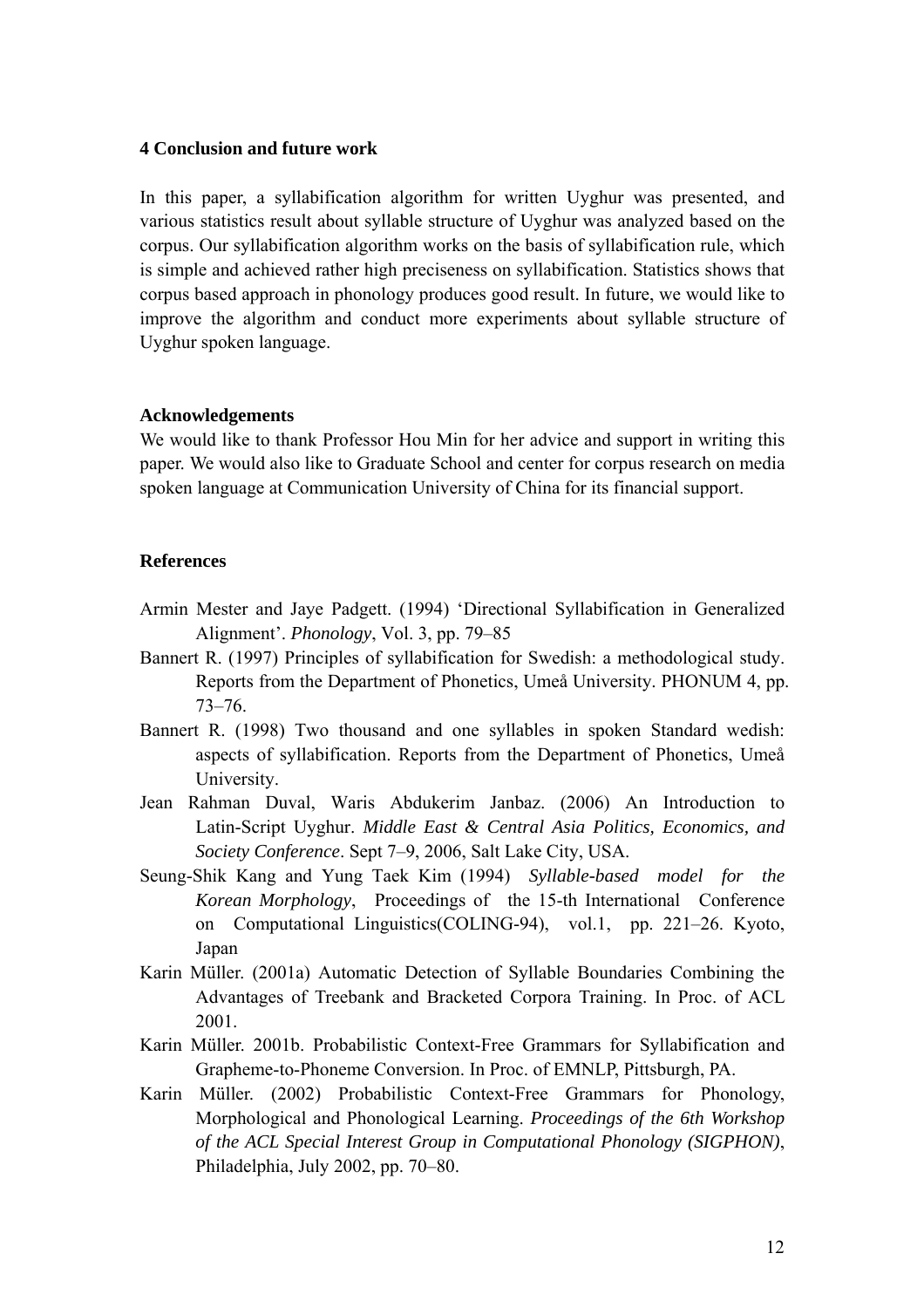## 4 Conclusion and future work

In this paper, a syllabification algorithm for written Uyghur was presented, and various statistics result about syllable structure of Uyghur was analyzed based on the corpus. Our syllabification algorithm works on the basis of syllabification rule, which is simple and achieved rather high preciseness on syllabification. Statistics shows that corpus based approach in phonology produces good result. In future, we would like to improve the algorithm and conduct more experiments about syllable structure of Uyghur spoken language.

## Acknowledgements

We would like to thank Professor Hou Min for her advice and support in writing this paper. We would also like to Graduate School and center for corpus research on media spoken language at Communication University of China for its financial support.

## References

Armin Mester and Jaye Padgett. (1994) 'Directional Syllabification in Generalized Alignment'. *Phonology*, Vol. 3, pp. 79–85

Bannert R. (1997) Principles of syllabification for Swedish: a methodological study. Reports from the Department of Phonetics, Umeå University. PHONUM 4, pp. 73–76.

Bannert R. (1998) Two thousand and one syllables in spoken Standard wedish: aspects of syllabification. Reports from the Department of Phonetics, Umeå University.

Jean Rahman Duval, Waris Abdukerim Janbaz. (2006) An Introduction to Latin-Script Uyghur. *Middle East & Central Asia Politics, Economics, and Society Conference*. Sept 7–9, 2006, Salt Lake City, USA.

Seung-Shik Kang and Yung Taek Kim (1994) *Syllable-based model for the Korean Morphology*, Proceedings of the 15-th International Conference on Computational Linguistics(COLING-94), vol.1, pp. 221–26. Kyoto, Japan

Karin Müller. (2001a) Automatic Detection of Syllable Boundaries Combining the Advantages of Treebank and Bracketed Corpora Training. In Proc. of ACL 2001.

Karin Müller. 2001b. Probabilistic Context-Free Grammars for Syllabification and Grapheme-to-Phoneme Conversion. In Proc. of EMNLP, Pittsburgh, PA.

Karin Müller. (2002) Probabilistic Context-Free Grammars for Phonology, Morphological and Phonological Learning. *Proceedings of the 6th Workshop of the ACL Special Interest Group in Computational Phonology (SIGPHON)*, Philadelphia, July 2002, pp. 70–80.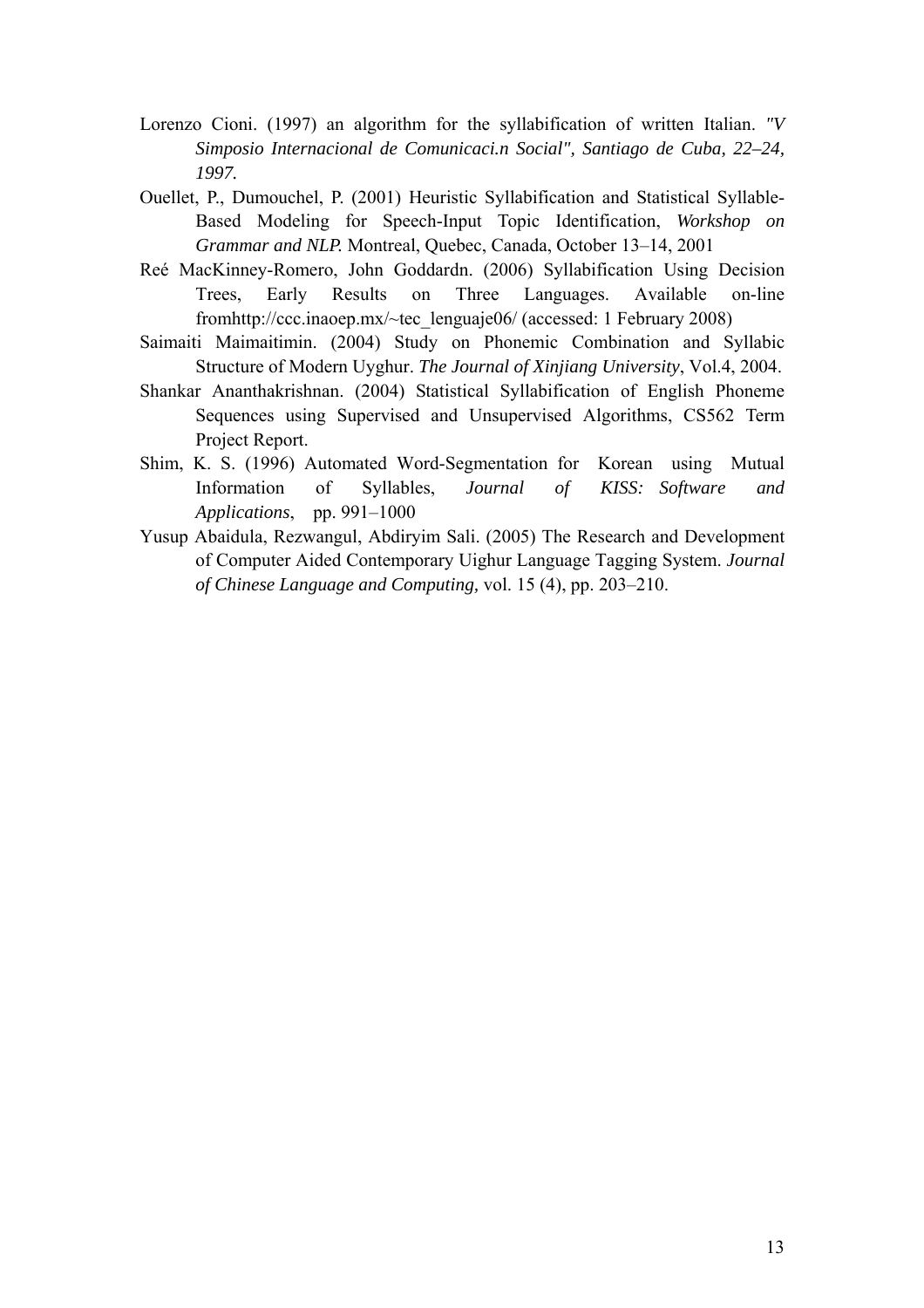Lorenzo Cioni. (1997) an algorithm for the syllabification of written Italian. *"V Simposio Internacional de Comunicaci.n Social", Santiago de Cuba, 22–24, 1997.*

Ouellet, P., Dumouchel, P. (2001) Heuristic Syllabification and Statistical Syllable-Based Modeling for Speech-Input Topic Identification, *Workshop on Grammar and NLP.* Montreal, Quebec, Canada, October 13–14, 2001

Reé MacKinney-Romero, John Goddardn. (2006) Syllabification Using Decision Trees, Early Results on Three Languages. Available on-line fromhttp://ccc.inaoep.mx/~tec_lenguaje06/ (accessed: 1 February 2008)

Saimaiti Maimaitimin. (2004) Study on Phonemic Combination and Syllabic Structure of Modern Uyghur. *The Journal of Xinjiang University*, Vol.4, 2004.

Shankar Ananthakrishnan. (2004) Statistical Syllabification of English Phoneme Sequences using Supervised and Unsupervised Algorithms, CS562 Term Project Report.

Shim, K. S. (1996) Automated Word-Segmentation for Korean using Mutual Information of Syllables, *Journal of KISS: Software and Applications*, pp. 991–1000

Yusup Abaidula, Rezwangul, Abdiryim Sali. (2005) The Research and Development of Computer Aided Contemporary Uighur Language Tagging System. *Journal of Chinese Language and Computing,* vol. 15 (4), pp. 203–210.